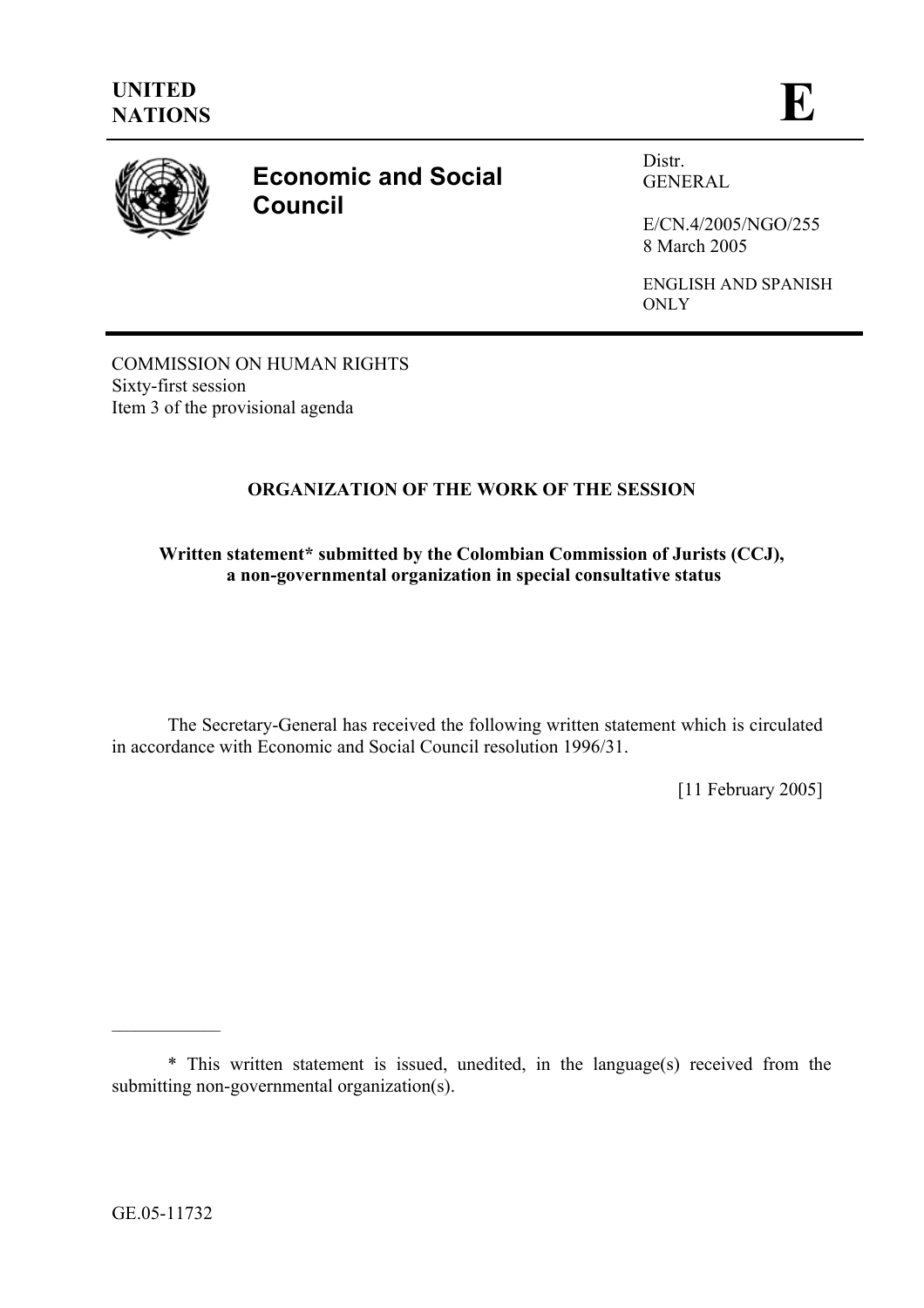UNITED NATIONS

**E**

# Economic and Social Council

Distr.
GENERAL

E/CN.4/2005/NGO/255
8 March 2005

ENGLISH AND SPANISH ONLY

COMMISSION ON HUMAN RIGHTS
Sixty-first session
Item 3 of the provisional agenda

## ORGANIZATION OF THE WORK OF THE SESSION

**Written statement* submitted by the Colombian Commission of Jurists (CCJ), a non-governmental organization in special consultative status**

The Secretary-General has received the following written statement which is circulated in accordance with Economic and Social Council resolution 1996/31.

[11 February 2005]

---

* This written statement is issued, unedited, in the language(s) received from the submitting non-governmental organization(s).

GE.05-11732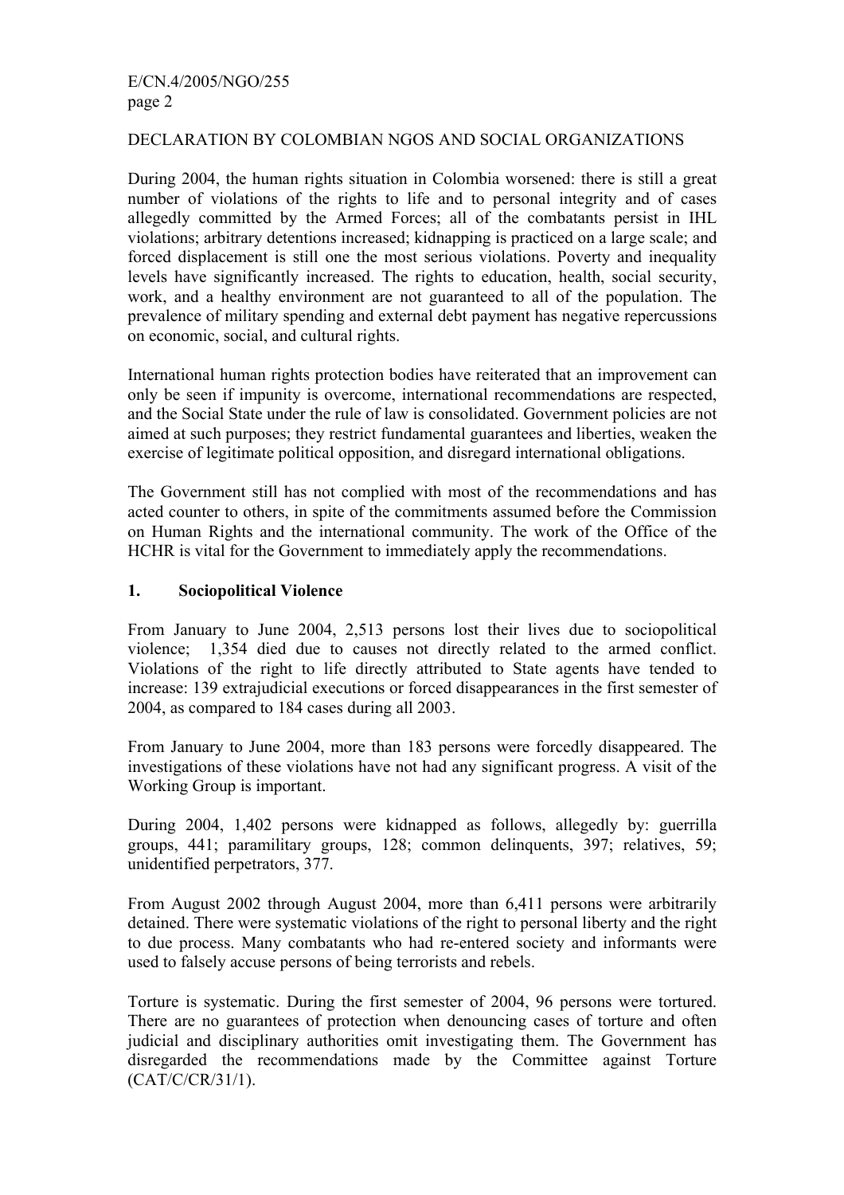DECLARATION BY COLOMBIAN NGOS AND SOCIAL ORGANIZATIONS

During 2004, the human rights situation in Colombia worsened: there is still a great number of violations of the rights to life and to personal integrity and of cases allegedly committed by the Armed Forces; all of the combatants persist in IHL violations; arbitrary detentions increased; kidnapping is practiced on a large scale; and forced displacement is still one the most serious violations. Poverty and inequality levels have significantly increased. The rights to education, health, social security, work, and a healthy environment are not guaranteed to all of the population. The prevalence of military spending and external debt payment has negative repercussions on economic, social, and cultural rights.

International human rights protection bodies have reiterated that an improvement can only be seen if impunity is overcome, international recommendations are respected, and the Social State under the rule of law is consolidated. Government policies are not aimed at such purposes; they restrict fundamental guarantees and liberties, weaken the exercise of legitimate political opposition, and disregard international obligations.

The Government still has not complied with most of the recommendations and has acted counter to others, in spite of the commitments assumed before the Commission on Human Rights and the international community. The work of the Office of the HCHR is vital for the Government to immediately apply the recommendations.

## 1. Sociopolitical Violence

From January to June 2004, 2,513 persons lost their lives due to sociopolitical violence; 1,354 died due to causes not directly related to the armed conflict. Violations of the right to life directly attributed to State agents have tended to increase: 139 extrajudicial executions or forced disappearances in the first semester of 2004, as compared to 184 cases during all 2003.

From January to June 2004, more than 183 persons were forcedly disappeared. The investigations of these violations have not had any significant progress. A visit of the Working Group is important.

During 2004, 1,402 persons were kidnapped as follows, allegedly by: guerrilla groups, 441; paramilitary groups, 128; common delinquents, 397; relatives, 59; unidentified perpetrators, 377.

From August 2002 through August 2004, more than 6,411 persons were arbitrarily detained. There were systematic violations of the right to personal liberty and the right to due process. Many combatants who had re-entered society and informants were used to falsely accuse persons of being terrorists and rebels.

Torture is systematic. During the first semester of 2004, 96 persons were tortured. There are no guarantees of protection when denouncing cases of torture and often judicial and disciplinary authorities omit investigating them. The Government has disregarded the recommendations made by the Committee against Torture (CAT/C/CR/31/1).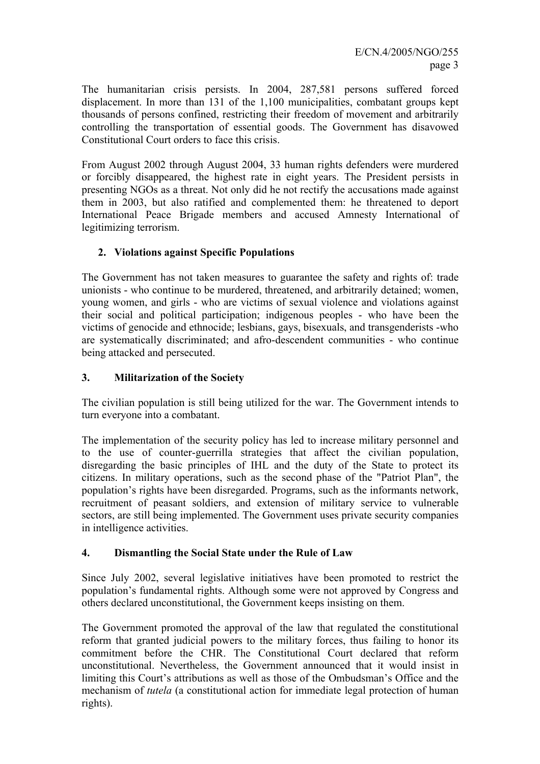The humanitarian crisis persists. In 2004, 287,581 persons suffered forced displacement. In more than 131 of the 1,100 municipalities, combatant groups kept thousands of persons confined, restricting their freedom of movement and arbitrarily controlling the transportation of essential goods. The Government has disavowed Constitutional Court orders to face this crisis.

From August 2002 through August 2004, 33 human rights defenders were murdered or forcibly disappeared, the highest rate in eight years. The President persists in presenting NGOs as a threat. Not only did he not rectify the accusations made against them in 2003, but also ratified and complemented them: he threatened to deport International Peace Brigade members and accused Amnesty International of legitimizing terrorism.

## 2. Violations against Specific Populations

The Government has not taken measures to guarantee the safety and rights of: trade unionists - who continue to be murdered, threatened, and arbitrarily detained; women, young women, and girls - who are victims of sexual violence and violations against their social and political participation; indigenous peoples - who have been the victims of genocide and ethnocide; lesbians, gays, bisexuals, and transgenderists -who are systematically discriminated; and afro-descendent communities - who continue being attacked and persecuted.

## 3. Militarization of the Society

The civilian population is still being utilized for the war. The Government intends to turn everyone into a combatant.

The implementation of the security policy has led to increase military personnel and to the use of counter-guerrilla strategies that affect the civilian population, disregarding the basic principles of IHL and the duty of the State to protect its citizens. In military operations, such as the second phase of the "Patriot Plan", the population's rights have been disregarded. Programs, such as the informants network, recruitment of peasant soldiers, and extension of military service to vulnerable sectors, are still being implemented. The Government uses private security companies in intelligence activities.

## 4. Dismantling the Social State under the Rule of Law

Since July 2002, several legislative initiatives have been promoted to restrict the population's fundamental rights. Although some were not approved by Congress and others declared unconstitutional, the Government keeps insisting on them.

The Government promoted the approval of the law that regulated the constitutional reform that granted judicial powers to the military forces, thus failing to honor its commitment before the CHR. The Constitutional Court declared that reform unconstitutional. Nevertheless, the Government announced that it would insist in limiting this Court's attributions as well as those of the Ombudsman's Office and the mechanism of *tutela* (a constitutional action for immediate legal protection of human rights).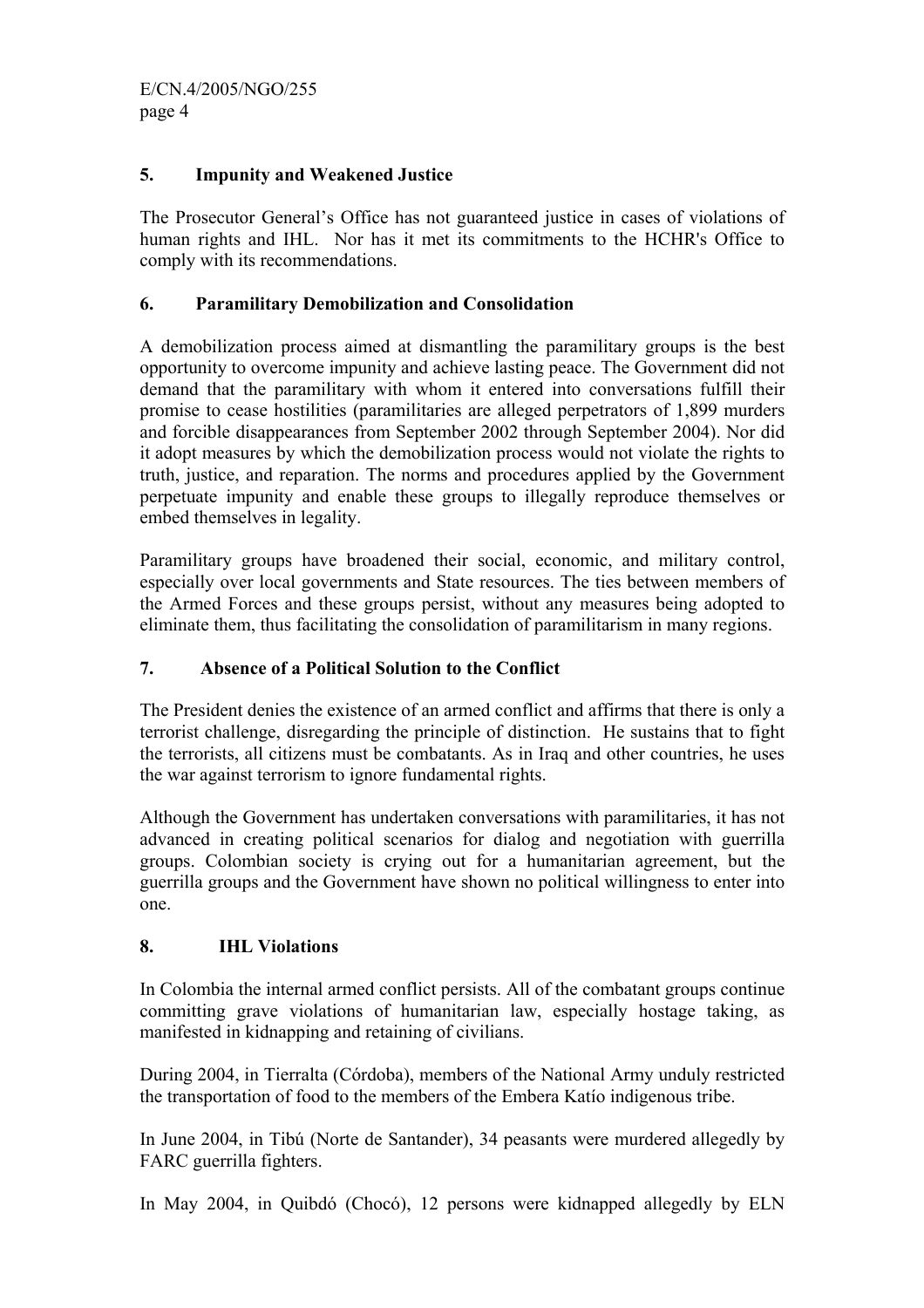### 5. Impunity and Weakened Justice

The Prosecutor General's Office has not guaranteed justice in cases of violations of human rights and IHL. Nor has it met its commitments to the HCHR's Office to comply with its recommendations.

### 6. Paramilitary Demobilization and Consolidation

A demobilization process aimed at dismantling the paramilitary groups is the best opportunity to overcome impunity and achieve lasting peace. The Government did not demand that the paramilitary with whom it entered into conversations fulfill their promise to cease hostilities (paramilitaries are alleged perpetrators of 1,899 murders and forcible disappearances from September 2002 through September 2004). Nor did it adopt measures by which the demobilization process would not violate the rights to truth, justice, and reparation. The norms and procedures applied by the Government perpetuate impunity and enable these groups to illegally reproduce themselves or embed themselves in legality.

Paramilitary groups have broadened their social, economic, and military control, especially over local governments and State resources. The ties between members of the Armed Forces and these groups persist, without any measures being adopted to eliminate them, thus facilitating the consolidation of paramilitarism in many regions.

### 7. Absence of a Political Solution to the Conflict

The President denies the existence of an armed conflict and affirms that there is only a terrorist challenge, disregarding the principle of distinction. He sustains that to fight the terrorists, all citizens must be combatants. As in Iraq and other countries, he uses the war against terrorism to ignore fundamental rights.

Although the Government has undertaken conversations with paramilitaries, it has not advanced in creating political scenarios for dialog and negotiation with guerrilla groups. Colombian society is crying out for a humanitarian agreement, but the guerrilla groups and the Government have shown no political willingness to enter into one.

### 8. IHL Violations

In Colombia the internal armed conflict persists. All of the combatant groups continue committing grave violations of humanitarian law, especially hostage taking, as manifested in kidnapping and retaining of civilians.

During 2004, in Tierralta (Córdoba), members of the National Army unduly restricted the transportation of food to the members of the Embera Katío indigenous tribe.

In June 2004, in Tibú (Norte de Santander), 34 peasants were murdered allegedly by FARC guerrilla fighters.

In May 2004, in Quibdó (Chocó), 12 persons were kidnapped allegedly by ELN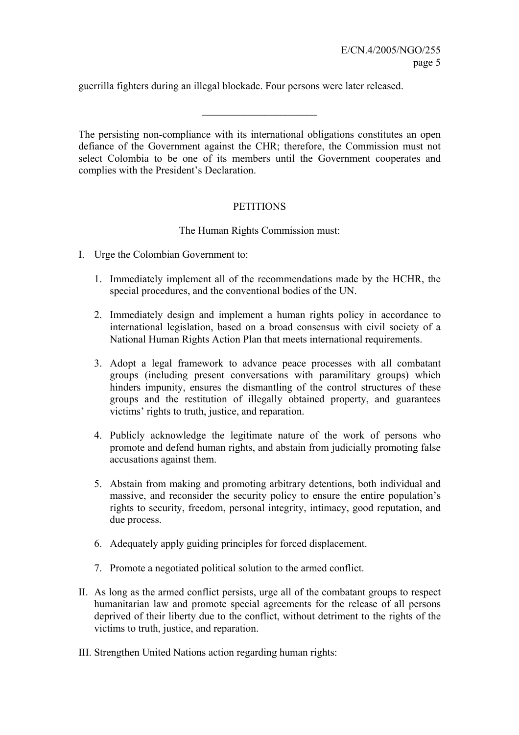guerrilla fighters during an illegal blockade. Four persons were later released.

______________________

The persisting non-compliance with its international obligations constitutes an open defiance of the Government against the CHR; therefore, the Commission must not select Colombia to be one of its members until the Government cooperates and complies with the President's Declaration.

PETITIONS

The Human Rights Commission must:

I. Urge the Colombian Government to:

   1. Immediately implement all of the recommendations made by the HCHR, the special procedures, and the conventional bodies of the UN.

   2. Immediately design and implement a human rights policy in accordance to international legislation, based on a broad consensus with civil society of a National Human Rights Action Plan that meets international requirements.

   3. Adopt a legal framework to advance peace processes with all combatant groups (including present conversations with paramilitary groups) which hinders impunity, ensures the dismantling of the control structures of these groups and the restitution of illegally obtained property, and guarantees victims' rights to truth, justice, and reparation.

   4. Publicly acknowledge the legitimate nature of the work of persons who promote and defend human rights, and abstain from judicially promoting false accusations against them.

   5. Abstain from making and promoting arbitrary detentions, both individual and massive, and reconsider the security policy to ensure the entire population's rights to security, freedom, personal integrity, intimacy, good reputation, and due process.

   6. Adequately apply guiding principles for forced displacement.

   7. Promote a negotiated political solution to the armed conflict.

II. As long as the armed conflict persists, urge all of the combatant groups to respect humanitarian law and promote special agreements for the release of all persons deprived of their liberty due to the conflict, without detriment to the rights of the victims to truth, justice, and reparation.

III. Strengthen United Nations action regarding human rights: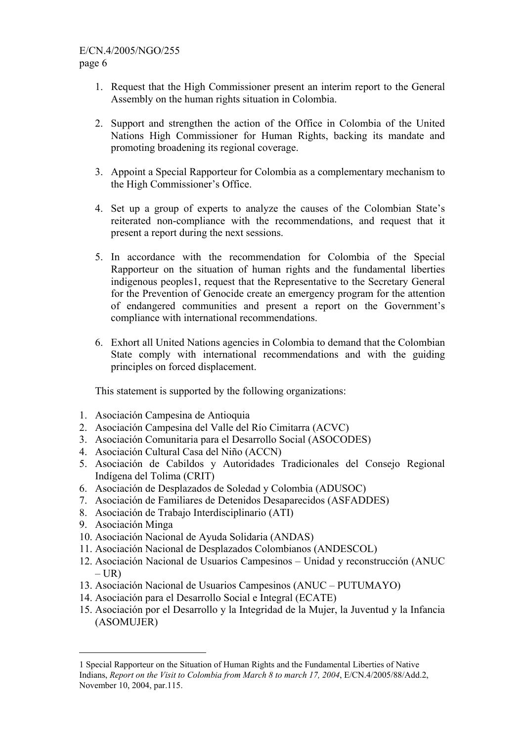1. Request that the High Commissioner present an interim report to the General Assembly on the human rights situation in Colombia.

2. Support and strengthen the action of the Office in Colombia of the United Nations High Commissioner for Human Rights, backing its mandate and promoting broadening its regional coverage.

3. Appoint a Special Rapporteur for Colombia as a complementary mechanism to the High Commissioner's Office.

4. Set up a group of experts to analyze the causes of the Colombian State's reiterated non-compliance with the recommendations, and request that it present a report during the next sessions.

5. In accordance with the recommendation for Colombia of the Special Rapporteur on the situation of human rights and the fundamental liberties indigenous peoples[1], request that the Representative to the Secretary General for the Prevention of Genocide create an emergency program for the attention of endangered communities and present a report on the Government's compliance with international recommendations.

6. Exhort all United Nations agencies in Colombia to demand that the Colombian State comply with international recommendations and with the guiding principles on forced displacement.

This statement is supported by the following organizations:

1. Asociación Campesina de Antioquia
2. Asociación Campesina del Valle del Río Cimitarra (ACVC)
3. Asociación Comunitaria para el Desarrollo Social (ASOCODES)
4. Asociación Cultural Casa del Niño (ACCN)
5. Asociación de Cabildos y Autoridades Tradicionales del Consejo Regional Indígena del Tolima (CRIT)
6. Asociación de Desplazados de Soledad y Colombia (ADUSOC)
7. Asociación de Familiares de Detenidos Desaparecidos (ASFADDES)
8. Asociación de Trabajo Interdisciplinario (ATI)
9. Asociación Minga
10. Asociación Nacional de Ayuda Solidaria (ANDAS)
11. Asociación Nacional de Desplazados Colombianos (ANDESCOL)
12. Asociación Nacional de Usuarios Campesinos – Unidad y reconstrucción (ANUC – UR)
13. Asociación Nacional de Usuarios Campesinos (ANUC – PUTUMAYO)
14. Asociación para el Desarrollo Social e Integral (ECATE)
15. Asociación por el Desarrollo y la Integridad de la Mujer, la Juventud y la Infancia (ASOMUJER)

---

1 Special Rapporteur on the Situation of Human Rights and the Fundamental Liberties of Native Indians, *Report on the Visit to Colombia from March 8 to march 17, 2004*, E/CN.4/2005/88/Add.2, November 10, 2004, par.115.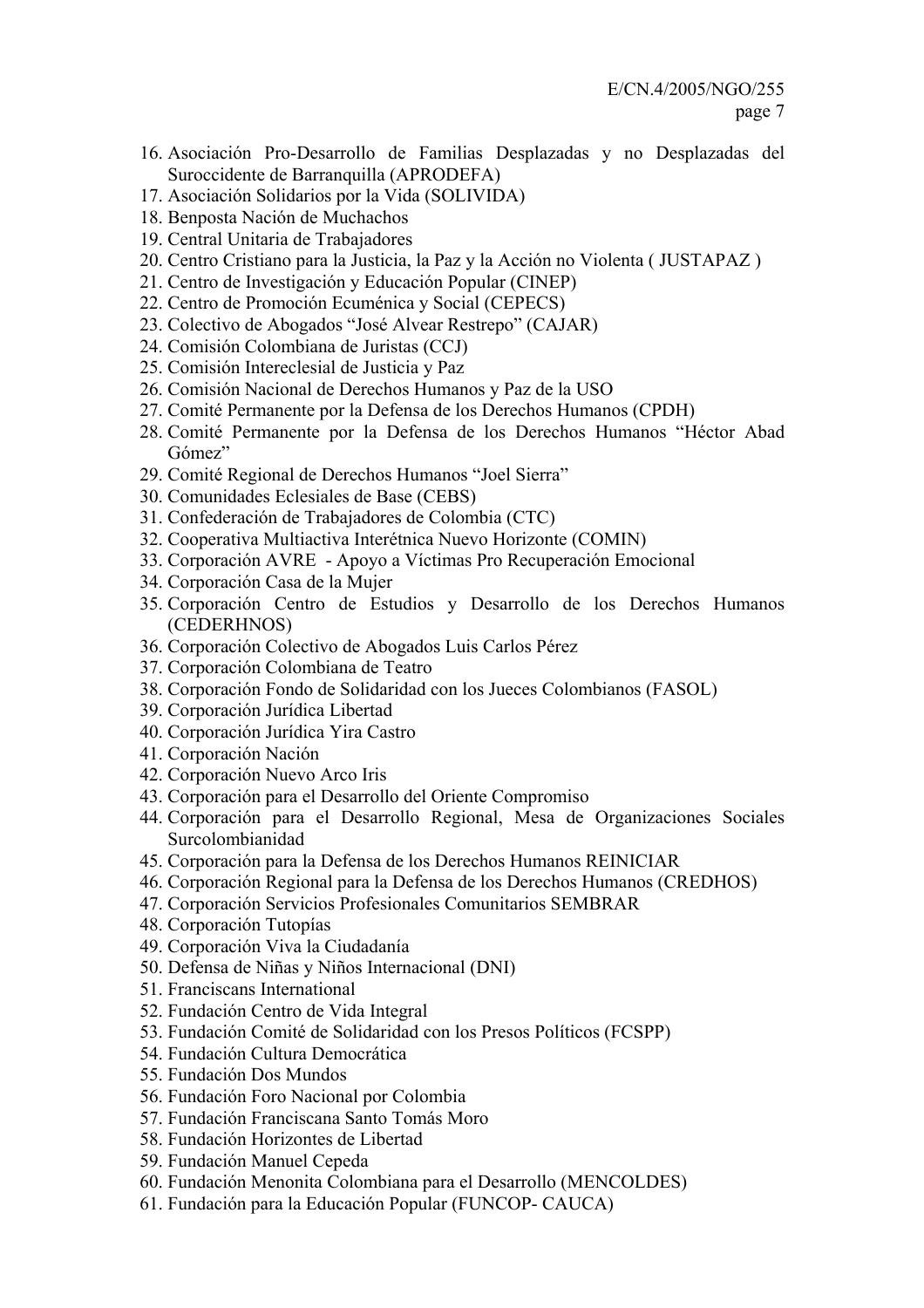16. Asociación Pro-Desarrollo de Familias Desplazadas y no Desplazadas del Suroccidente de Barranquilla (APRODEFA)
17. Asociación Solidarios por la Vida (SOLIVIDA)
18. Benposta Nación de Muchachos
19. Central Unitaria de Trabajadores
20. Centro Cristiano para la Justicia, la Paz y la Acción no Violenta ( JUSTAPAZ )
21. Centro de Investigación y Educación Popular (CINEP)
22. Centro de Promoción Ecuménica y Social (CEPECS)
23. Colectivo de Abogados "José Alvear Restrepo" (CAJAR)
24. Comisión Colombiana de Juristas (CCJ)
25. Comisión Intereclesial de Justicia y Paz
26. Comisión Nacional de Derechos Humanos y Paz de la USO
27. Comité Permanente por la Defensa de los Derechos Humanos (CPDH)
28. Comité Permanente por la Defensa de los Derechos Humanos "Héctor Abad Gómez"
29. Comité Regional de Derechos Humanos "Joel Sierra"
30. Comunidades Eclesiales de Base (CEBS)
31. Confederación de Trabajadores de Colombia (CTC)
32. Cooperativa Multiactiva Interétnica Nuevo Horizonte (COMIN)
33. Corporación AVRE - Apoyo a Víctimas Pro Recuperación Emocional
34. Corporación Casa de la Mujer
35. Corporación Centro de Estudios y Desarrollo de los Derechos Humanos (CEDERHNOS)
36. Corporación Colectivo de Abogados Luis Carlos Pérez
37. Corporación Colombiana de Teatro
38. Corporación Fondo de Solidaridad con los Jueces Colombianos (FASOL)
39. Corporación Jurídica Libertad
40. Corporación Jurídica Yira Castro
41. Corporación Nación
42. Corporación Nuevo Arco Iris
43. Corporación para el Desarrollo del Oriente Compromiso
44. Corporación para el Desarrollo Regional, Mesa de Organizaciones Sociales Surcolombianidad
45. Corporación para la Defensa de los Derechos Humanos REINICIAR
46. Corporación Regional para la Defensa de los Derechos Humanos (CREDHOS)
47. Corporación Servicios Profesionales Comunitarios SEMBRAR
48. Corporación Tutopías
49. Corporación Viva la Ciudadanía
50. Defensa de Niñas y Niños Internacional (DNI)
51. Franciscans International
52. Fundación Centro de Vida Integral
53. Fundación Comité de Solidaridad con los Presos Políticos (FCSPP)
54. Fundación Cultura Democrática
55. Fundación Dos Mundos
56. Fundación Foro Nacional por Colombia
57. Fundación Franciscana Santo Tomás Moro
58. Fundación Horizontes de Libertad
59. Fundación Manuel Cepeda
60. Fundación Menonita Colombiana para el Desarrollo (MENCOLDES)
61. Fundación para la Educación Popular (FUNCOP- CAUCA)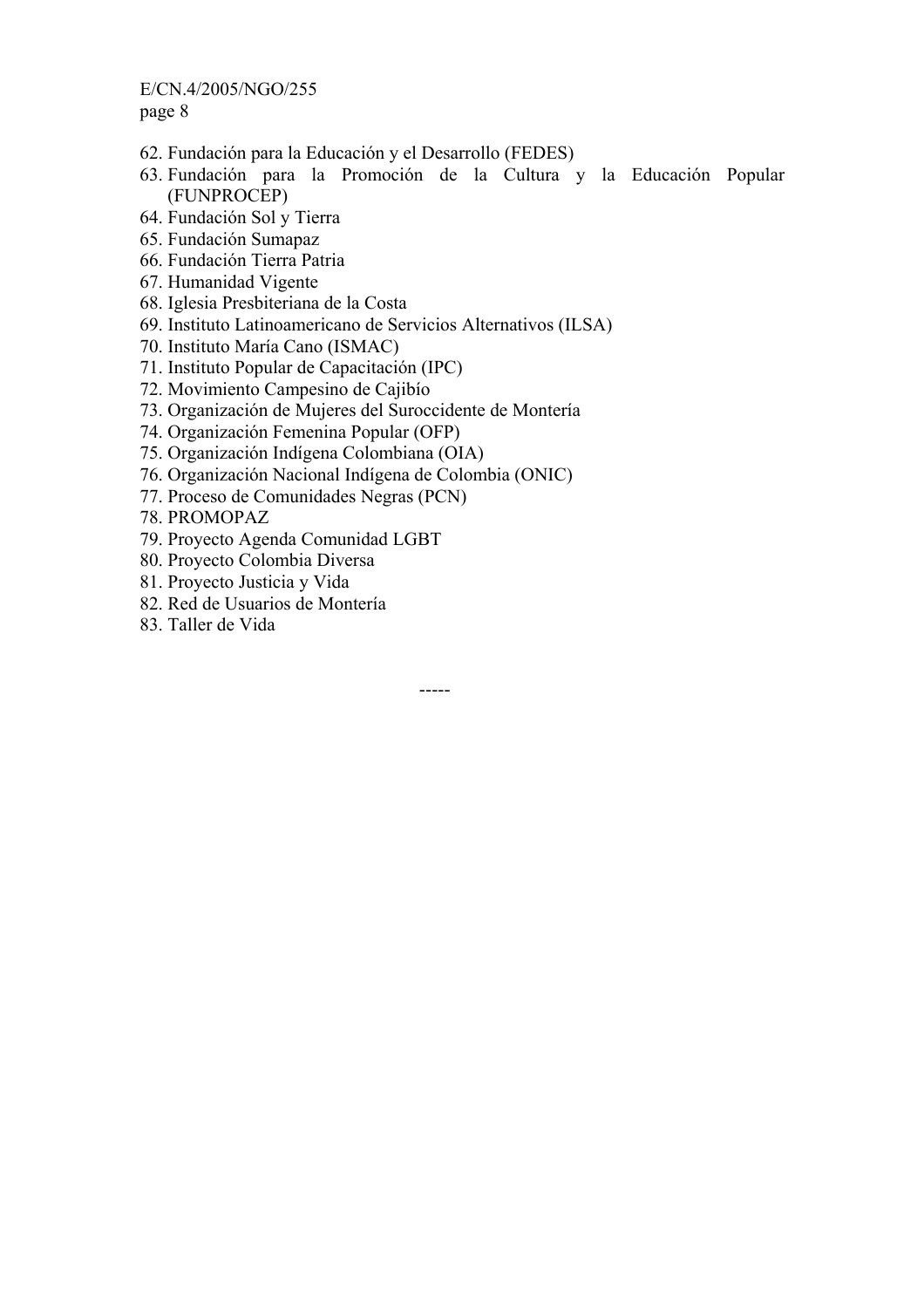62. Fundación para la Educación y el Desarrollo (FEDES)
63. Fundación para la Promoción de la Cultura y la Educación Popular (FUNPROCEP)
64. Fundación Sol y Tierra
65. Fundación Sumapaz
66. Fundación Tierra Patria
67. Humanidad Vigente
68. Iglesia Presbiteriana de la Costa
69. Instituto Latinoamericano de Servicios Alternativos (ILSA)
70. Instituto María Cano (ISMAC)
71. Instituto Popular de Capacitación (IPC)
72. Movimiento Campesino de Cajibío
73. Organización de Mujeres del Suroccidente de Montería
74. Organización Femenina Popular (OFP)
75. Organización Indígena Colombiana (OIA)
76. Organización Nacional Indígena de Colombia (ONIC)
77. Proceso de Comunidades Negras (PCN)
78. PROMOPAZ
79. Proyecto Agenda Comunidad LGBT
80. Proyecto Colombia Diversa
81. Proyecto Justicia y Vida
82. Red de Usuarios de Montería
83. Taller de Vida

-----